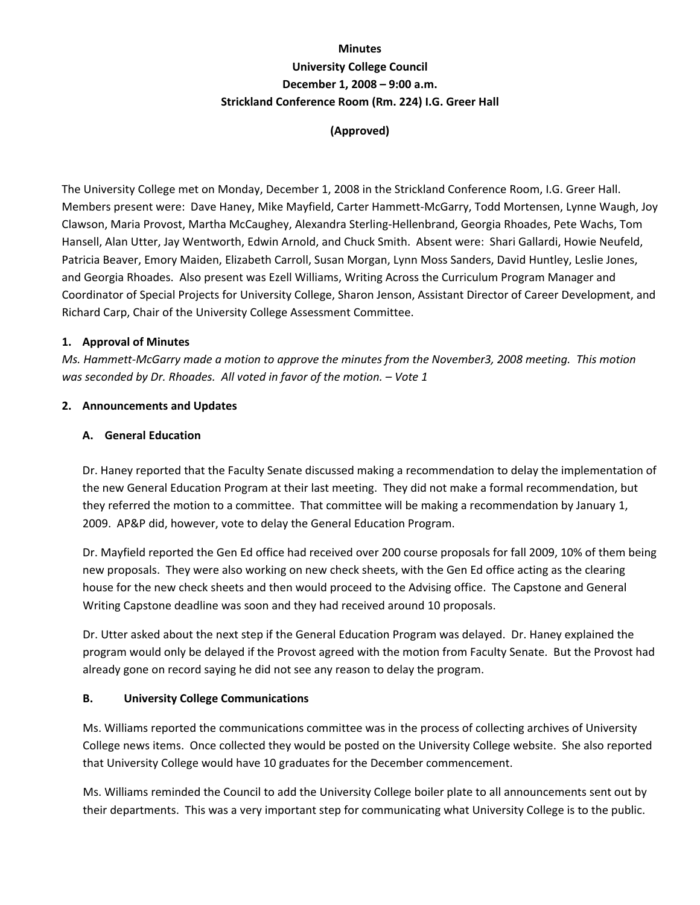**Minutes**
**University College Council**
**December 1, 2008 – 9:00 a.m.**
**Strickland Conference Room (Rm. 224) I.G. Greer Hall**

**(Approved)**

The University College met on Monday, December 1, 2008 in the Strickland Conference Room, I.G. Greer Hall. Members present were: Dave Haney, Mike Mayfield, Carter Hammett-McGarry, Todd Mortensen, Lynne Waugh, Joy Clawson, Maria Provost, Martha McCaughey, Alexandra Sterling-Hellenbrand, Georgia Rhoades, Pete Wachs, Tom Hansell, Alan Utter, Jay Wentworth, Edwin Arnold, and Chuck Smith. Absent were: Shari Gallardi, Howie Neufeld, Patricia Beaver, Emory Maiden, Elizabeth Carroll, Susan Morgan, Lynn Moss Sanders, David Huntley, Leslie Jones, and Georgia Rhoades. Also present was Ezell Williams, Writing Across the Curriculum Program Manager and Coordinator of Special Projects for University College, Sharon Jenson, Assistant Director of Career Development, and Richard Carp, Chair of the University College Assessment Committee.

**1. Approval of Minutes**

*Ms. Hammett-McGarry made a motion to approve the minutes from the November3, 2008 meeting. This motion was seconded by Dr. Rhoades. All voted in favor of the motion. – Vote 1*

**2. Announcements and Updates**

**A. General Education**

Dr. Haney reported that the Faculty Senate discussed making a recommendation to delay the implementation of the new General Education Program at their last meeting. They did not make a formal recommendation, but they referred the motion to a committee. That committee will be making a recommendation by January 1, 2009. AP&P did, however, vote to delay the General Education Program.

Dr. Mayfield reported the Gen Ed office had received over 200 course proposals for fall 2009, 10% of them being new proposals. They were also working on new check sheets, with the Gen Ed office acting as the clearing house for the new check sheets and then would proceed to the Advising office. The Capstone and General Writing Capstone deadline was soon and they had received around 10 proposals.

Dr. Utter asked about the next step if the General Education Program was delayed. Dr. Haney explained the program would only be delayed if the Provost agreed with the motion from Faculty Senate. But the Provost had already gone on record saying he did not see any reason to delay the program.

**B. University College Communications**

Ms. Williams reported the communications committee was in the process of collecting archives of University College news items. Once collected they would be posted on the University College website. She also reported that University College would have 10 graduates for the December commencement.

Ms. Williams reminded the Council to add the University College boiler plate to all announcements sent out by their departments. This was a very important step for communicating what University College is to the public.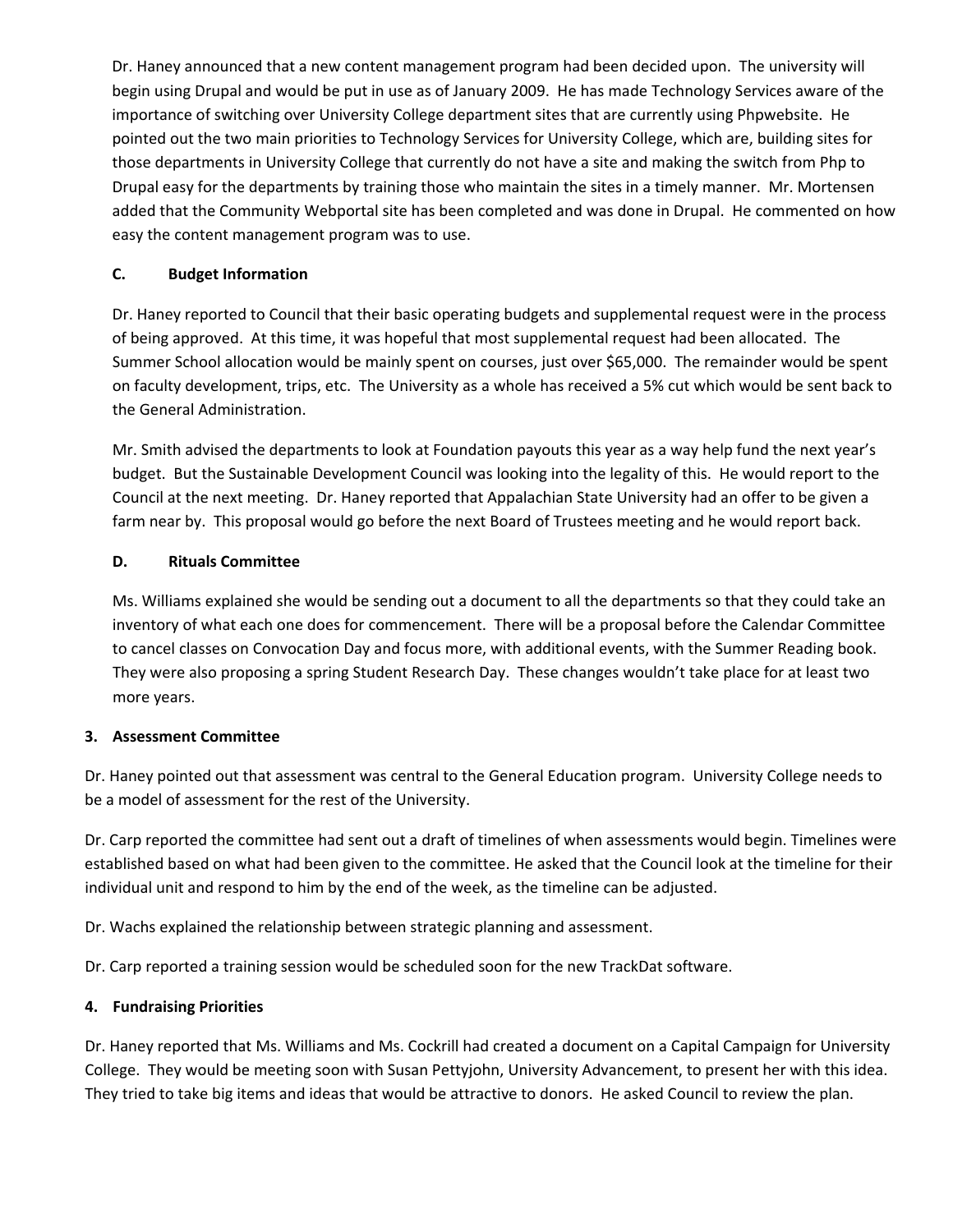Dr. Haney announced that a new content management program had been decided upon. The university will begin using Drupal and would be put in use as of January 2009. He has made Technology Services aware of the importance of switching over University College department sites that are currently using Phpwebsite. He pointed out the two main priorities to Technology Services for University College, which are, building sites for those departments in University College that currently do not have a site and making the switch from Php to Drupal easy for the departments by training those who maintain the sites in a timely manner. Mr. Mortensen added that the Community Webportal site has been completed and was done in Drupal. He commented on how easy the content management program was to use.

### C. Budget Information

Dr. Haney reported to Council that their basic operating budgets and supplemental request were in the process of being approved. At this time, it was hopeful that most supplemental request had been allocated. The Summer School allocation would be mainly spent on courses, just over $65,000. The remainder would be spent on faculty development, trips, etc. The University as a whole has received a 5% cut which would be sent back to the General Administration.

Mr. Smith advised the departments to look at Foundation payouts this year as a way help fund the next year's budget. But the Sustainable Development Council was looking into the legality of this. He would report to the Council at the next meeting. Dr. Haney reported that Appalachian State University had an offer to be given a farm near by. This proposal would go before the next Board of Trustees meeting and he would report back.

### D. Rituals Committee

Ms. Williams explained she would be sending out a document to all the departments so that they could take an inventory of what each one does for commencement. There will be a proposal before the Calendar Committee to cancel classes on Convocation Day and focus more, with additional events, with the Summer Reading book. They were also proposing a spring Student Research Day. These changes wouldn't take place for at least two more years.

## 3. Assessment Committee

Dr. Haney pointed out that assessment was central to the General Education program. University College needs to be a model of assessment for the rest of the University.

Dr. Carp reported the committee had sent out a draft of timelines of when assessments would begin. Timelines were established based on what had been given to the committee. He asked that the Council look at the timeline for their individual unit and respond to him by the end of the week, as the timeline can be adjusted.

Dr. Wachs explained the relationship between strategic planning and assessment.

Dr. Carp reported a training session would be scheduled soon for the new TrackDat software.

## 4. Fundraising Priorities

Dr. Haney reported that Ms. Williams and Ms. Cockrill had created a document on a Capital Campaign for University College. They would be meeting soon with Susan Pettyjohn, University Advancement, to present her with this idea. They tried to take big items and ideas that would be attractive to donors. He asked Council to review the plan.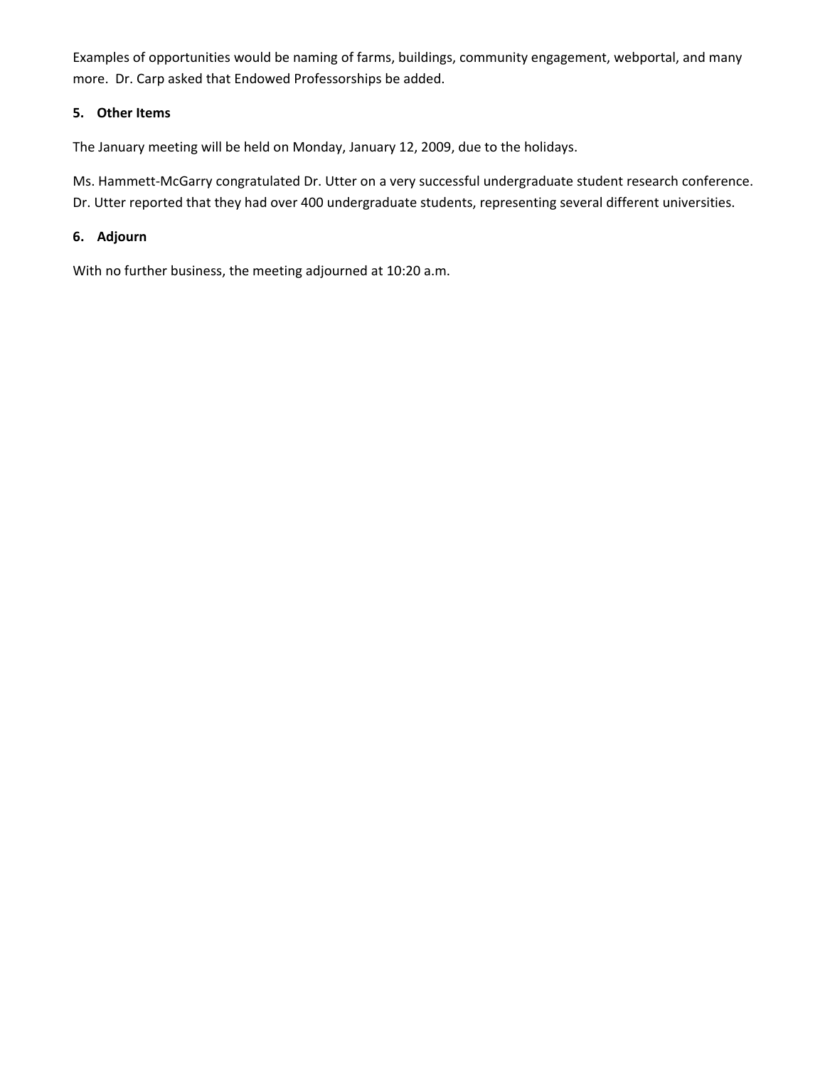Examples of opportunities would be naming of farms, buildings, community engagement, webportal, and many more. Dr. Carp asked that Endowed Professorships be added.

**5. Other Items**

The January meeting will be held on Monday, January 12, 2009, due to the holidays.

Ms. Hammett-McGarry congratulated Dr. Utter on a very successful undergraduate student research conference. Dr. Utter reported that they had over 400 undergraduate students, representing several different universities.

**6. Adjourn**

With no further business, the meeting adjourned at 10:20 a.m.